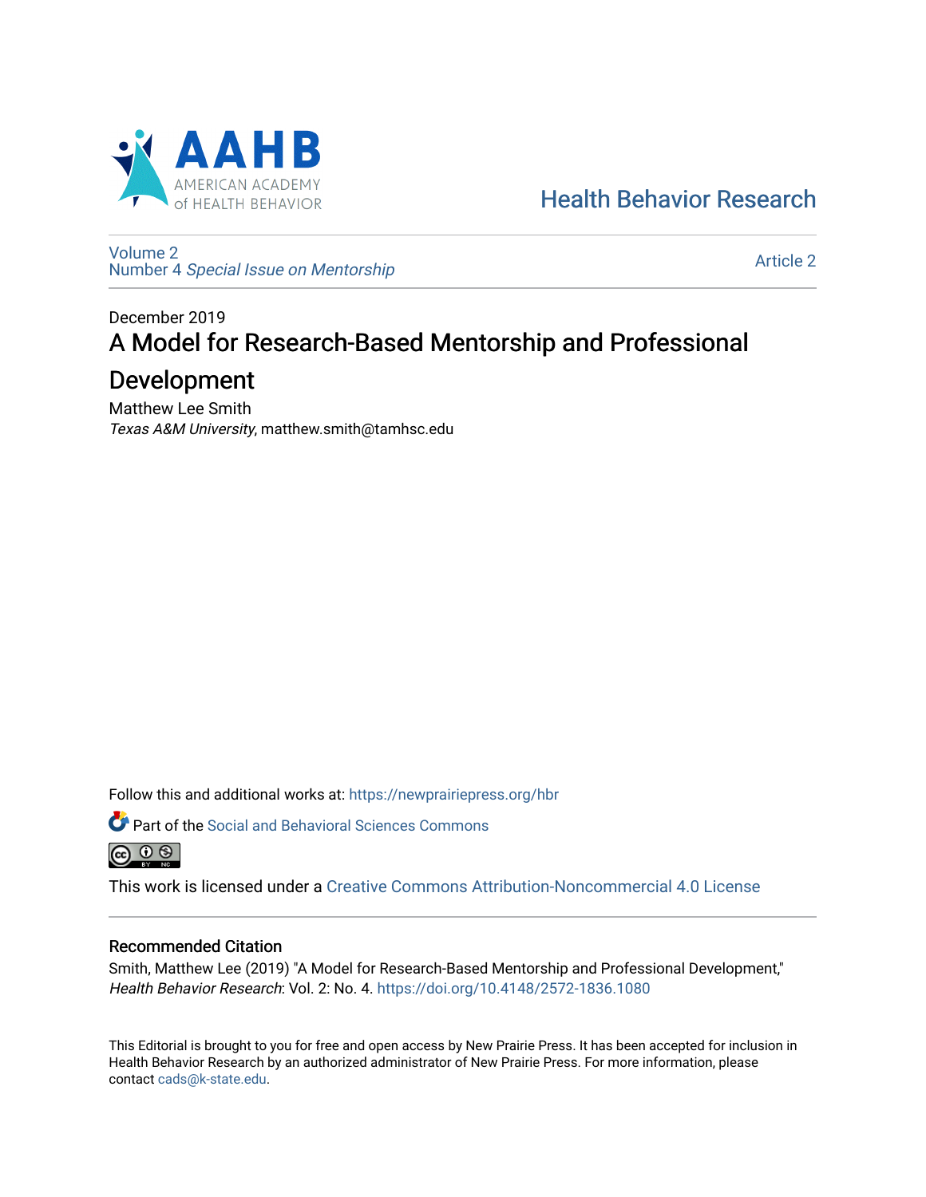Health Behavior Research

Volume 2
Number 4 *Special Issue on Mentorship*

Article 2

December 2019

# A Model for Research-Based Mentorship and Professional Development

Matthew Lee Smith
*Texas A&M University*, matthew.smith@tamhsc.edu

Follow this and additional works at: https://newprairiepress.org/hbr

Part of the Social and Behavioral Sciences Commons

This work is licensed under a Creative Commons Attribution-Noncommercial 4.0 License

## Recommended Citation

Smith, Matthew Lee (2019) "A Model for Research-Based Mentorship and Professional Development," *Health Behavior Research*: Vol. 2: No. 4. https://doi.org/10.4148/2572-1836.1080

This Editorial is brought to you for free and open access by New Prairie Press. It has been accepted for inclusion in Health Behavior Research by an authorized administrator of New Prairie Press. For more information, please contact cads@k-state.edu.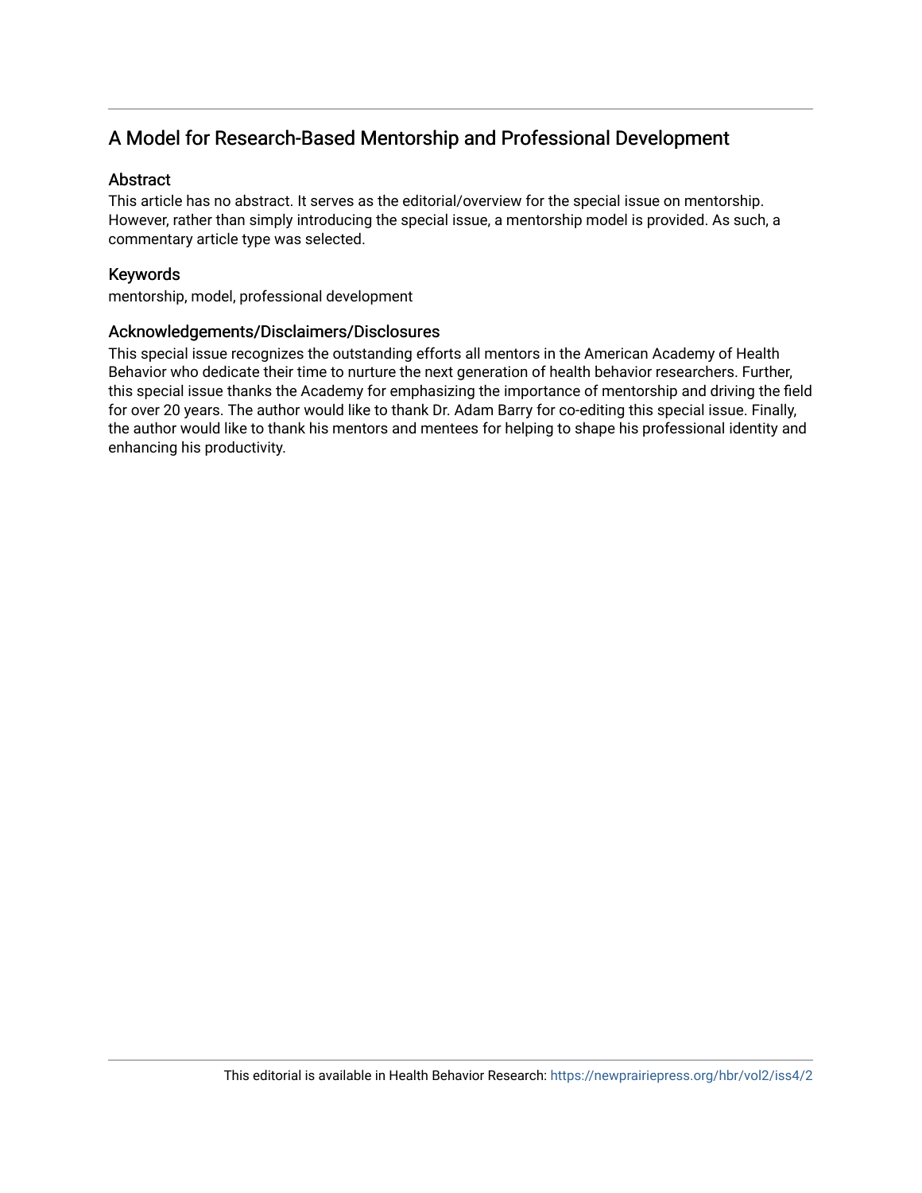# A Model for Research-Based Mentorship and Professional Development

## Abstract

This article has no abstract. It serves as the editorial/overview for the special issue on mentorship. However, rather than simply introducing the special issue, a mentorship model is provided. As such, a commentary article type was selected.

## Keywords

mentorship, model, professional development

## Acknowledgements/Disclaimers/Disclosures

This special issue recognizes the outstanding efforts all mentors in the American Academy of Health Behavior who dedicate their time to nurture the next generation of health behavior researchers. Further, this special issue thanks the Academy for emphasizing the importance of mentorship and driving the field for over 20 years. The author would like to thank Dr. Adam Barry for co-editing this special issue. Finally, the author would like to thank his mentors and mentees for helping to shape his professional identity and enhancing his productivity.

This editorial is available in Health Behavior Research: https://newprairiepress.org/hbr/vol2/iss4/2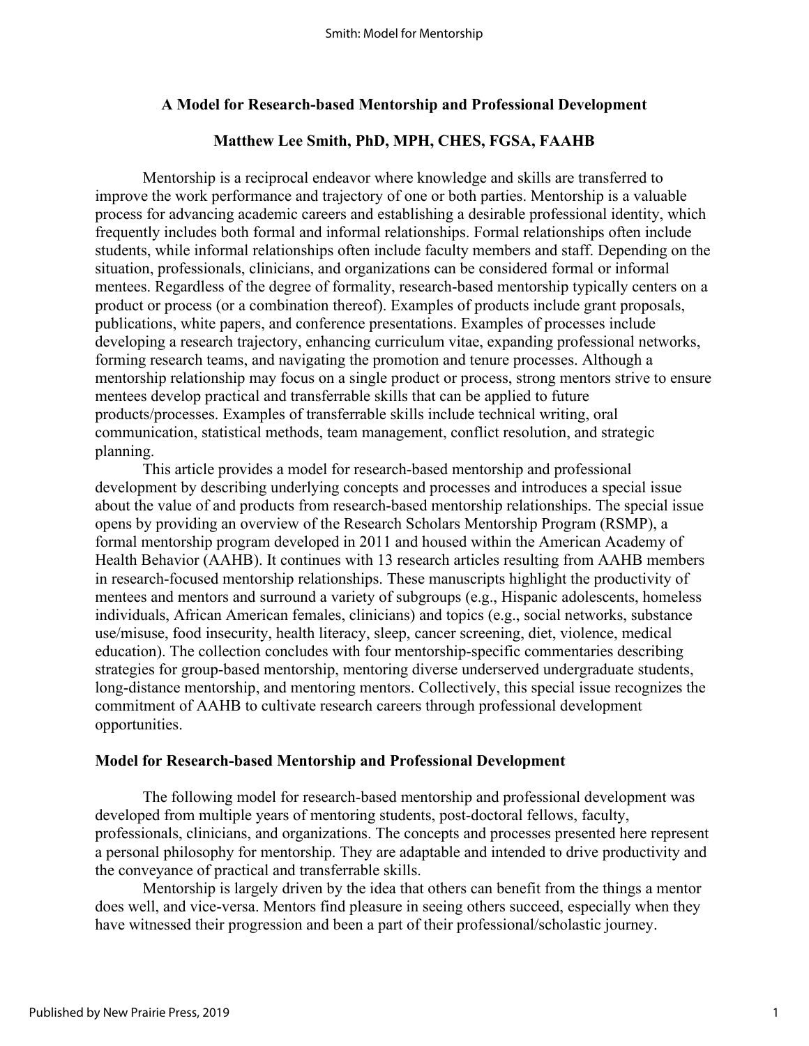## A Model for Research-based Mentorship and Professional Development

### Matthew Lee Smith, PhD, MPH, CHES, FGSA, FAAHB

Mentorship is a reciprocal endeavor where knowledge and skills are transferred to improve the work performance and trajectory of one or both parties. Mentorship is a valuable process for advancing academic careers and establishing a desirable professional identity, which frequently includes both formal and informal relationships. Formal relationships often include students, while informal relationships often include faculty members and staff. Depending on the situation, professionals, clinicians, and organizations can be considered formal or informal mentees. Regardless of the degree of formality, research-based mentorship typically centers on a product or process (or a combination thereof). Examples of products include grant proposals, publications, white papers, and conference presentations. Examples of processes include developing a research trajectory, enhancing curriculum vitae, expanding professional networks, forming research teams, and navigating the promotion and tenure processes. Although a mentorship relationship may focus on a single product or process, strong mentors strive to ensure mentees develop practical and transferrable skills that can be applied to future products/processes. Examples of transferrable skills include technical writing, oral communication, statistical methods, team management, conflict resolution, and strategic planning.

This article provides a model for research-based mentorship and professional development by describing underlying concepts and processes and introduces a special issue about the value of and products from research-based mentorship relationships. The special issue opens by providing an overview of the Research Scholars Mentorship Program (RSMP), a formal mentorship program developed in 2011 and housed within the American Academy of Health Behavior (AAHB). It continues with 13 research articles resulting from AAHB members in research-focused mentorship relationships. These manuscripts highlight the productivity of mentees and mentors and surround a variety of subgroups (e.g., Hispanic adolescents, homeless individuals, African American females, clinicians) and topics (e.g., social networks, substance use/misuse, food insecurity, health literacy, sleep, cancer screening, diet, violence, medical education). The collection concludes with four mentorship-specific commentaries describing strategies for group-based mentorship, mentoring diverse underserved undergraduate students, long-distance mentorship, and mentoring mentors. Collectively, this special issue recognizes the commitment of AAHB to cultivate research careers through professional development opportunities.

### Model for Research-based Mentorship and Professional Development

The following model for research-based mentorship and professional development was developed from multiple years of mentoring students, post-doctoral fellows, faculty, professionals, clinicians, and organizations. The concepts and processes presented here represent a personal philosophy for mentorship. They are adaptable and intended to drive productivity and the conveyance of practical and transferrable skills.

Mentorship is largely driven by the idea that others can benefit from the things a mentor does well, and vice-versa. Mentors find pleasure in seeing others succeed, especially when they have witnessed their progression and been a part of their professional/scholastic journey.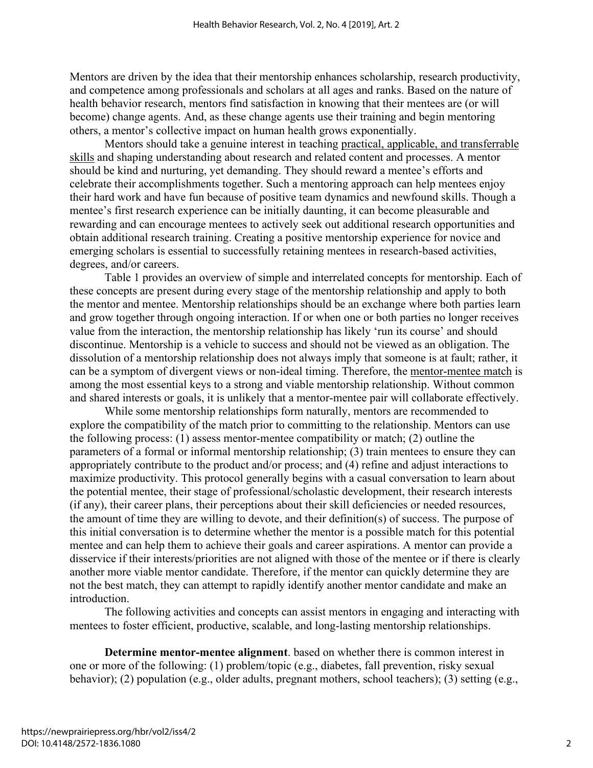Mentors are driven by the idea that their mentorship enhances scholarship, research productivity, and competence among professionals and scholars at all ages and ranks. Based on the nature of health behavior research, mentors find satisfaction in knowing that their mentees are (or will become) change agents. And, as these change agents use their training and begin mentoring others, a mentor's collective impact on human health grows exponentially.

Mentors should take a genuine interest in teaching practical, applicable, and transferrable skills and shaping understanding about research and related content and processes. A mentor should be kind and nurturing, yet demanding. They should reward a mentee's efforts and celebrate their accomplishments together. Such a mentoring approach can help mentees enjoy their hard work and have fun because of positive team dynamics and newfound skills. Though a mentee's first research experience can be initially daunting, it can become pleasurable and rewarding and can encourage mentees to actively seek out additional research opportunities and obtain additional research training. Creating a positive mentorship experience for novice and emerging scholars is essential to successfully retaining mentees in research-based activities, degrees, and/or careers.

Table 1 provides an overview of simple and interrelated concepts for mentorship. Each of these concepts are present during every stage of the mentorship relationship and apply to both the mentor and mentee. Mentorship relationships should be an exchange where both parties learn and grow together through ongoing interaction. If or when one or both parties no longer receives value from the interaction, the mentorship relationship has likely 'run its course' and should discontinue. Mentorship is a vehicle to success and should not be viewed as an obligation. The dissolution of a mentorship relationship does not always imply that someone is at fault; rather, it can be a symptom of divergent views or non-ideal timing. Therefore, the mentor-mentee match is among the most essential keys to a strong and viable mentorship relationship. Without common and shared interests or goals, it is unlikely that a mentor-mentee pair will collaborate effectively.

While some mentorship relationships form naturally, mentors are recommended to explore the compatibility of the match prior to committing to the relationship. Mentors can use the following process: (1) assess mentor-mentee compatibility or match; (2) outline the parameters of a formal or informal mentorship relationship; (3) train mentees to ensure they can appropriately contribute to the product and/or process; and (4) refine and adjust interactions to maximize productivity. This protocol generally begins with a casual conversation to learn about the potential mentee, their stage of professional/scholastic development, their research interests (if any), their career plans, their perceptions about their skill deficiencies or needed resources, the amount of time they are willing to devote, and their definition(s) of success. The purpose of this initial conversation is to determine whether the mentor is a possible match for this potential mentee and can help them to achieve their goals and career aspirations. A mentor can provide a disservice if their interests/priorities are not aligned with those of the mentee or if there is clearly another more viable mentor candidate. Therefore, if the mentor can quickly determine they are not the best match, they can attempt to rapidly identify another mentor candidate and make an introduction.

The following activities and concepts can assist mentors in engaging and interacting with mentees to foster efficient, productive, scalable, and long-lasting mentorship relationships.

**Determine mentor-mentee alignment**. based on whether there is common interest in one or more of the following: (1) problem/topic (e.g., diabetes, fall prevention, risky sexual behavior); (2) population (e.g., older adults, pregnant mothers, school teachers); (3) setting (e.g.,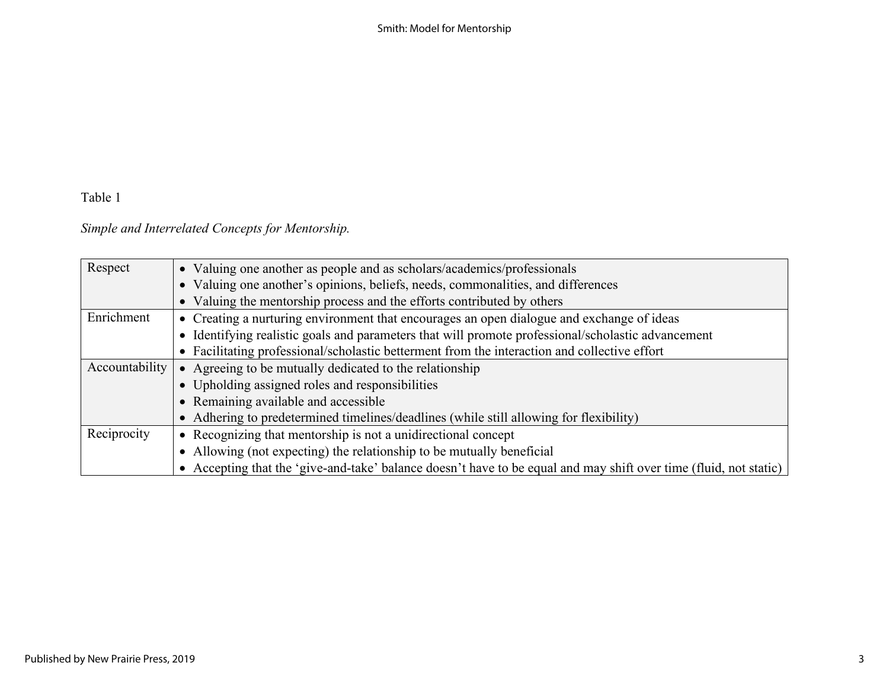Table 1

*Simple and Interrelated Concepts for Mentorship.*

| | |
|---|---|
| Respect | • Valuing one another as people and as scholars/academics/professionals<br>• Valuing one another's opinions, beliefs, needs, commonalities, and differences<br>• Valuing the mentorship process and the efforts contributed by others |
| Enrichment | • Creating a nurturing environment that encourages an open dialogue and exchange of ideas<br>• Identifying realistic goals and parameters that will promote professional/scholastic advancement<br>• Facilitating professional/scholastic betterment from the interaction and collective effort |
| Accountability | • Agreeing to be mutually dedicated to the relationship<br>• Upholding assigned roles and responsibilities<br>• Remaining available and accessible<br>• Adhering to predetermined timelines/deadlines (while still allowing for flexibility) |
| Reciprocity | • Recognizing that mentorship is not a unidirectional concept<br>• Allowing (not expecting) the relationship to be mutually beneficial<br>• Accepting that the 'give-and-take' balance doesn't have to be equal and may shift over time (fluid, not static) |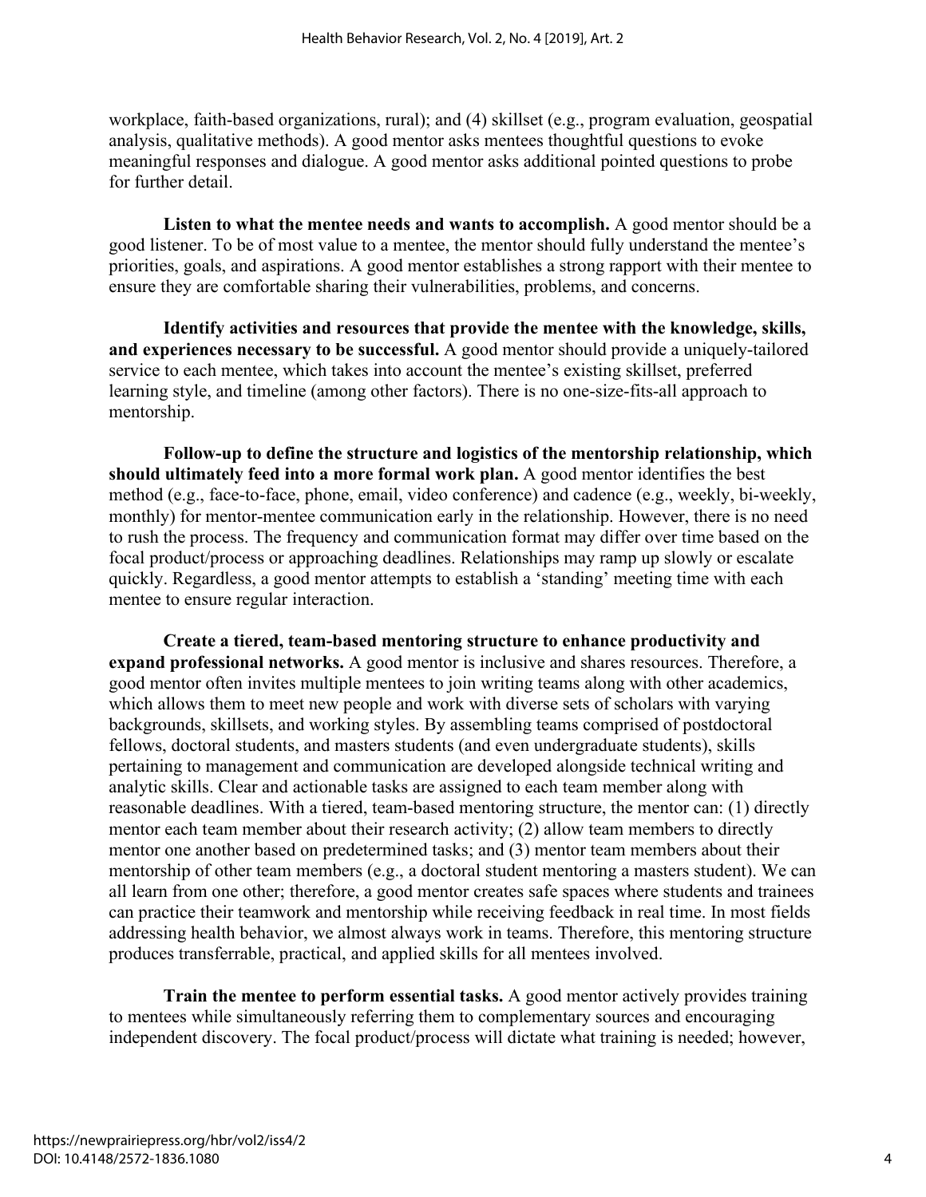workplace, faith-based organizations, rural); and (4) skillset (e.g., program evaluation, geospatial analysis, qualitative methods). A good mentor asks mentees thoughtful questions to evoke meaningful responses and dialogue. A good mentor asks additional pointed questions to probe for further detail.

**Listen to what the mentee needs and wants to accomplish.** A good mentor should be a good listener. To be of most value to a mentee, the mentor should fully understand the mentee's priorities, goals, and aspirations. A good mentor establishes a strong rapport with their mentee to ensure they are comfortable sharing their vulnerabilities, problems, and concerns.

**Identify activities and resources that provide the mentee with the knowledge, skills, and experiences necessary to be successful.** A good mentor should provide a uniquely-tailored service to each mentee, which takes into account the mentee's existing skillset, preferred learning style, and timeline (among other factors). There is no one-size-fits-all approach to mentorship.

**Follow-up to define the structure and logistics of the mentorship relationship, which should ultimately feed into a more formal work plan.** A good mentor identifies the best method (e.g., face-to-face, phone, email, video conference) and cadence (e.g., weekly, bi-weekly, monthly) for mentor-mentee communication early in the relationship. However, there is no need to rush the process. The frequency and communication format may differ over time based on the focal product/process or approaching deadlines. Relationships may ramp up slowly or escalate quickly. Regardless, a good mentor attempts to establish a 'standing' meeting time with each mentee to ensure regular interaction.

**Create a tiered, team-based mentoring structure to enhance productivity and expand professional networks.** A good mentor is inclusive and shares resources. Therefore, a good mentor often invites multiple mentees to join writing teams along with other academics, which allows them to meet new people and work with diverse sets of scholars with varying backgrounds, skillsets, and working styles. By assembling teams comprised of postdoctoral fellows, doctoral students, and masters students (and even undergraduate students), skills pertaining to management and communication are developed alongside technical writing and analytic skills. Clear and actionable tasks are assigned to each team member along with reasonable deadlines. With a tiered, team-based mentoring structure, the mentor can: (1) directly mentor each team member about their research activity; (2) allow team members to directly mentor one another based on predetermined tasks; and (3) mentor team members about their mentorship of other team members (e.g., a doctoral student mentoring a masters student). We can all learn from one other; therefore, a good mentor creates safe spaces where students and trainees can practice their teamwork and mentorship while receiving feedback in real time. In most fields addressing health behavior, we almost always work in teams. Therefore, this mentoring structure produces transferrable, practical, and applied skills for all mentees involved.

**Train the mentee to perform essential tasks.** A good mentor actively provides training to mentees while simultaneously referring them to complementary sources and encouraging independent discovery. The focal product/process will dictate what training is needed; however,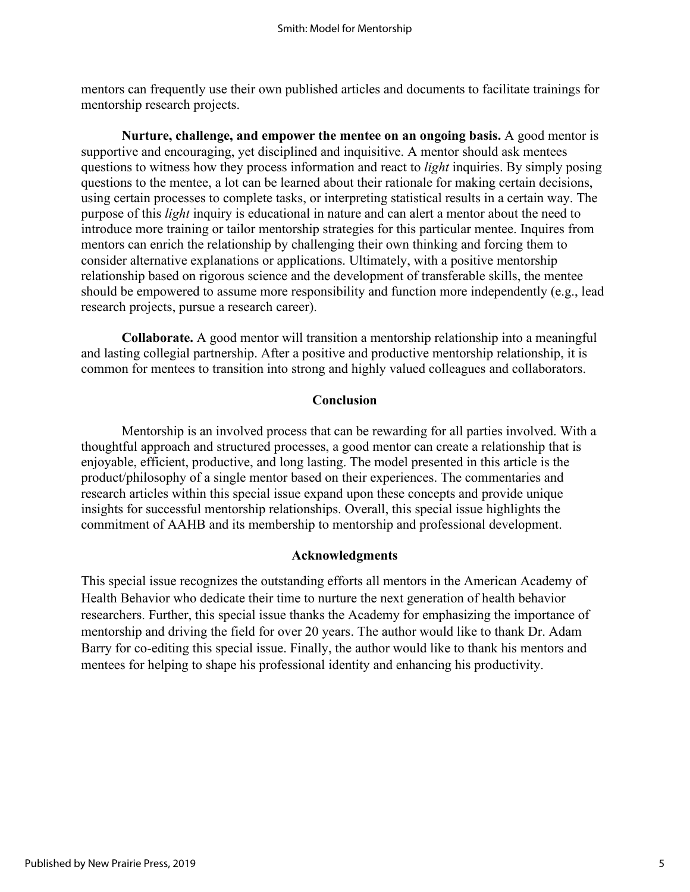mentors can frequently use their own published articles and documents to facilitate trainings for mentorship research projects.

**Nurture, challenge, and empower the mentee on an ongoing basis.** A good mentor is supportive and encouraging, yet disciplined and inquisitive. A mentor should ask mentees questions to witness how they process information and react to *light* inquiries. By simply posing questions to the mentee, a lot can be learned about their rationale for making certain decisions, using certain processes to complete tasks, or interpreting statistical results in a certain way. The purpose of this *light* inquiry is educational in nature and can alert a mentor about the need to introduce more training or tailor mentorship strategies for this particular mentee. Inquires from mentors can enrich the relationship by challenging their own thinking and forcing them to consider alternative explanations or applications. Ultimately, with a positive mentorship relationship based on rigorous science and the development of transferable skills, the mentee should be empowered to assume more responsibility and function more independently (e.g., lead research projects, pursue a research career).

**Collaborate.** A good mentor will transition a mentorship relationship into a meaningful and lasting collegial partnership. After a positive and productive mentorship relationship, it is common for mentees to transition into strong and highly valued colleagues and collaborators.

## Conclusion

Mentorship is an involved process that can be rewarding for all parties involved. With a thoughtful approach and structured processes, a good mentor can create a relationship that is enjoyable, efficient, productive, and long lasting. The model presented in this article is the product/philosophy of a single mentor based on their experiences. The commentaries and research articles within this special issue expand upon these concepts and provide unique insights for successful mentorship relationships. Overall, this special issue highlights the commitment of AAHB and its membership to mentorship and professional development.

## Acknowledgments

This special issue recognizes the outstanding efforts all mentors in the American Academy of Health Behavior who dedicate their time to nurture the next generation of health behavior researchers. Further, this special issue thanks the Academy for emphasizing the importance of mentorship and driving the field for over 20 years. The author would like to thank Dr. Adam Barry for co-editing this special issue. Finally, the author would like to thank his mentors and mentees for helping to shape his professional identity and enhancing his productivity.